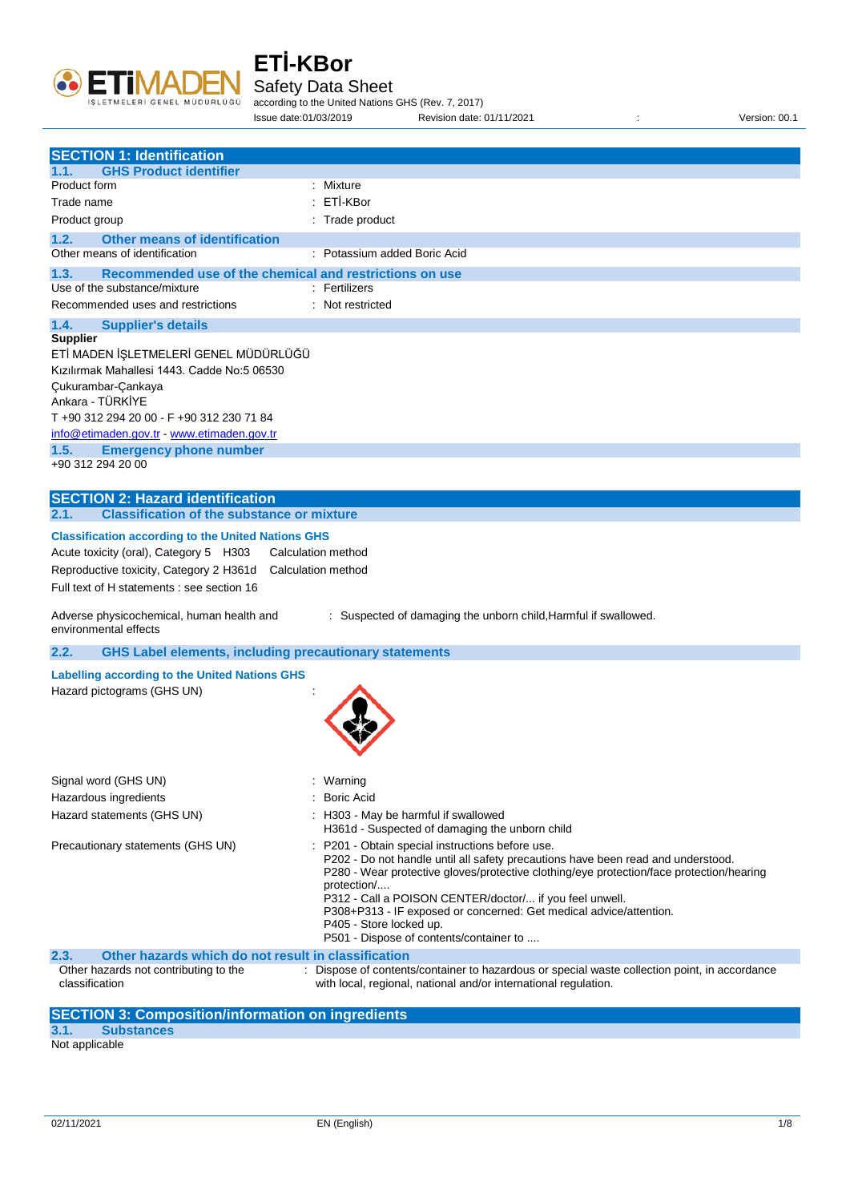# ETİ-KBor

Safety Data Sheet

according to the United Nations GHS (Rev. 7, 2017)

Issue date:01/03/2019 Revision date: 01/11/2021 : Version: 00.1

## SECTION 1: Identification

### 1.1. GHS Product identifier

| | |
|---|---|
| Product form | : Mixture |
| Trade name | : ETİ-KBor |
| Product group | : Trade product |

### 1.2. Other means of identification

| | |
|---|---|
| Other means of identification | : Potassium added Boric Acid |

### 1.3. Recommended use of the chemical and restrictions on use

| | |
|---|---|
| Use of the substance/mixture | : Fertilizers |
| Recommended uses and restrictions | : Not restricted |

### 1.4. Supplier's details

**Supplier**

ETİ MADEN İŞLETMELERİ GENEL MÜDÜRLÜĞÜ
Kızılırmak Mahallesi 1443. Cadde No:5 06530
Çukurambar-Çankaya
Ankara - TÜRKİYE
T +90 312 294 20 00 - F +90 312 230 71 84
info@etimaden.gov.tr - www.etimaden.gov.tr

### 1.5. Emergency phone number

+90 312 294 20 00

## SECTION 2: Hazard identification

### 2.1. Classification of the substance or mixture

**Classification according to the United Nations GHS**

| | | |
|---|---|---|
| Acute toxicity (oral), Category 5 | H303 | Calculation method |
| Reproductive toxicity, Category 2 | H361d | Calculation method |

Full text of H statements : see section 16

| | |
|---|---|
| Adverse physicochemical, human health and environmental effects | : Suspected of damaging the unborn child,Harmful if swallowed. |

### 2.2. GHS Label elements, including precautionary statements

**Labelling according to the United Nations GHS**

Hazard pictograms (GHS UN) :

| | |
|---|---|
| Signal word (GHS UN) | : Warning |
| Hazardous ingredients | : Boric Acid |
| Hazard statements (GHS UN) | : H303 - May be harmful if swallowed<br>H361d - Suspected of damaging the unborn child |
| Precautionary statements (GHS UN) | : P201 - Obtain special instructions before use.<br>P202 - Do not handle until all safety precautions have been read and understood.<br>P280 - Wear protective gloves/protective clothing/eye protection/face protection/hearing protection/....<br>P312 - Call a POISON CENTER/doctor/... if you feel unwell.<br>P308+P313 - IF exposed or concerned: Get medical advice/attention.<br>P405 - Store locked up.<br>P501 - Dispose of contents/container to .... |

### 2.3. Other hazards which do not result in classification

| | |
|---|---|
| Other hazards not contributing to the classification | : Dispose of contents/container to hazardous or special waste collection point, in accordance with local, regional, national and/or international regulation. |

## SECTION 3: Composition/information on ingredients

### 3.1. Substances

Not applicable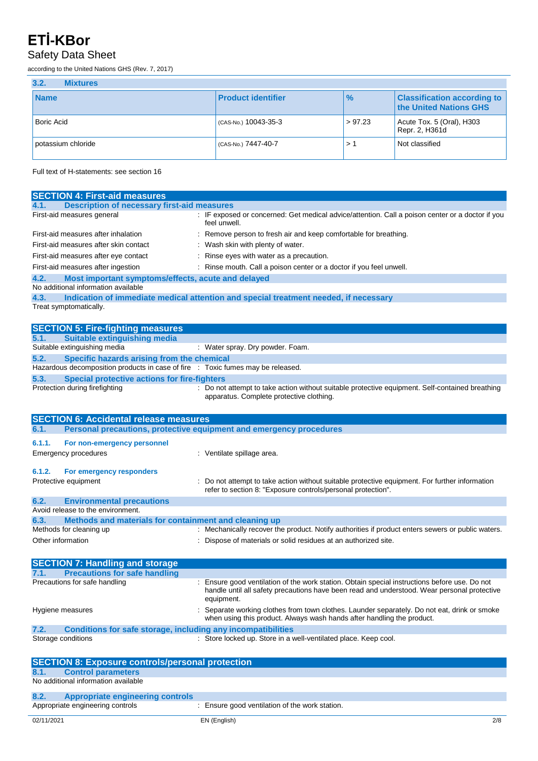### 3.2. Mixtures

| Name | Product identifier | % | Classification according to the United Nations GHS |
|---|---|---|---|
| Boric Acid | (CAS-No.) 10043-35-3 | > 97.23 | Acute Tox. 5 (Oral), H303<br>Repr. 2, H361d |
| potassium chloride | (CAS-No.) 7447-40-7 | > 1 | Not classified |

Full text of H-statements: see section 16

## SECTION 4: First-aid measures

### 4.1. Description of necessary first-aid measures

First-aid measures general : IF exposed or concerned: Get medical advice/attention. Call a poison center or a doctor if you feel unwell.

First-aid measures after inhalation : Remove person to fresh air and keep comfortable for breathing.

First-aid measures after skin contact : Wash skin with plenty of water.

First-aid measures after eye contact : Rinse eyes with water as a precaution.

First-aid measures after ingestion : Rinse mouth. Call a poison center or a doctor if you feel unwell.

### 4.2. Most important symptoms/effects, acute and delayed

No additional information available

### 4.3. Indication of immediate medical attention and special treatment needed, if necessary

Treat symptomatically.

## SECTION 5: Fire-fighting measures

### 5.1. Suitable extinguishing media

Suitable extinguishing media : Water spray. Dry powder. Foam.

### 5.2. Specific hazards arising from the chemical

Hazardous decomposition products in case of fire : Toxic fumes may be released.

### 5.3. Special protective actions for fire-fighters

Protection during firefighting : Do not attempt to take action without suitable protective equipment. Self-contained breathing apparatus. Complete protective clothing.

## SECTION 6: Accidental release measures

### 6.1. Personal precautions, protective equipment and emergency procedures

#### 6.1.1. For non-emergency personnel

Emergency procedures : Ventilate spillage area.

#### 6.1.2. For emergency responders

Protective equipment : Do not attempt to take action without suitable protective equipment. For further information refer to section 8: "Exposure controls/personal protection".

### 6.2. Environmental precautions

Avoid release to the environment.

### 6.3. Methods and materials for containment and cleaning up

Methods for cleaning up : Mechanically recover the product. Notify authorities if product enters sewers or public waters.

Other information : Dispose of materials or solid residues at an authorized site.

## SECTION 7: Handling and storage

### 7.1. Precautions for safe handling

Precautions for safe handling : Ensure good ventilation of the work station. Obtain special instructions before use. Do not handle until all safety precautions have been read and understood. Wear personal protective equipment.

Hygiene measures : Separate working clothes from town clothes. Launder separately. Do not eat, drink or smoke when using this product. Always wash hands after handling the product.

### 7.2. Conditions for safe storage, including any incompatibilities

Storage conditions : Store locked up. Store in a well-ventilated place. Keep cool.

## SECTION 8: Exposure controls/personal protection

### 8.1. Control parameters

No additional information available

### 8.2. Appropriate engineering controls

Appropriate engineering controls : Ensure good ventilation of the work station.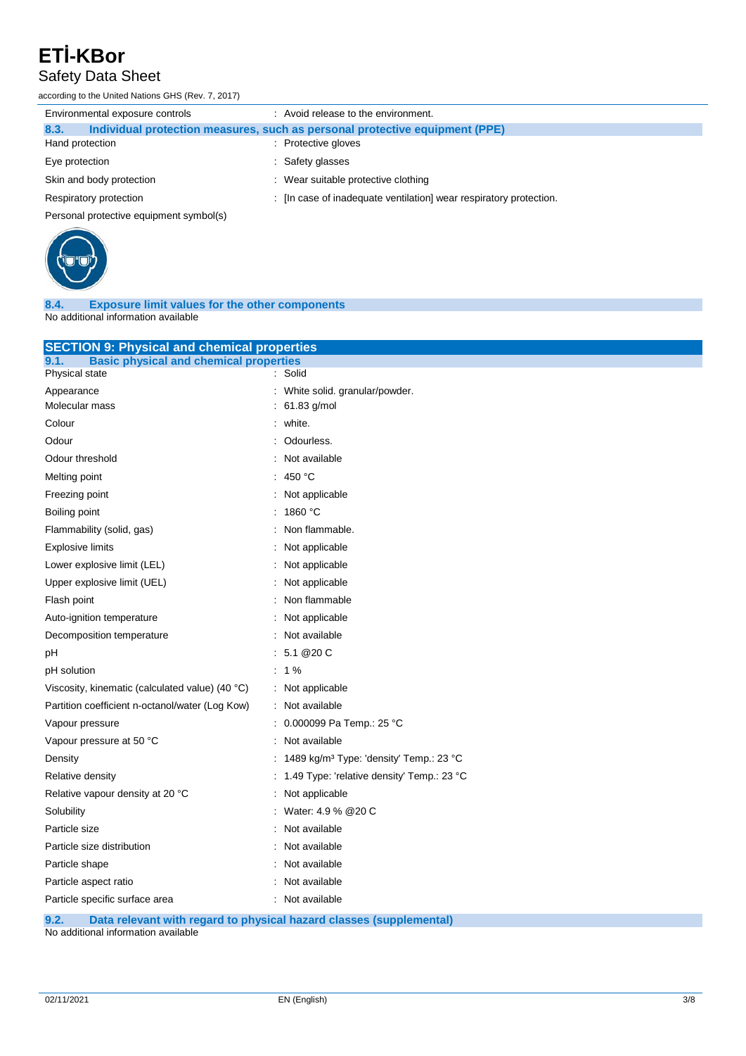| | |
|---|---|
| Environmental exposure controls | : Avoid release to the environment. |

### 8.3. Individual protection measures, such as personal protective equipment (PPE)

| | |
|---|---|
| Hand protection | : Protective gloves |
| Eye protection | : Safety glasses |
| Skin and body protection | : Wear suitable protective clothing |
| Respiratory protection | : [In case of inadequate ventilation] wear respiratory protection. |

Personal protective equipment symbol(s)

### 8.4. Exposure limit values for the other components

No additional information available

## SECTION 9: Physical and chemical properties

### 9.1. Basic physical and chemical properties

| | |
|---|---|
| Physical state | : Solid |
| Appearance | : White solid. granular/powder. |
| Molecular mass | : 61.83 g/mol |
| Colour | : white. |
| Odour | : Odourless. |
| Odour threshold | : Not available |
| Melting point | : 450 °C |
| Freezing point | : Not applicable |
| Boiling point | : 1860 °C |
| Flammability (solid, gas) | : Non flammable. |
| Explosive limits | : Not applicable |
| Lower explosive limit (LEL) | : Not applicable |
| Upper explosive limit (UEL) | : Not applicable |
| Flash point | : Non flammable |
| Auto-ignition temperature | : Not applicable |
| Decomposition temperature | : Not available |
| pH | : 5.1 @20 C |
| pH solution | : 1 % |
| Viscosity, kinematic (calculated value) (40 °C) | : Not applicable |
| Partition coefficient n-octanol/water (Log Kow) | : Not available |
| Vapour pressure | : 0.000099 Pa Temp.: 25 °C |
| Vapour pressure at 50 °C | : Not available |
| Density | : 1489 kg/m³ Type: 'density' Temp.: 23 °C |
| Relative density | : 1.49 Type: 'relative density' Temp.: 23 °C |
| Relative vapour density at 20 °C | : Not applicable |
| Solubility | : Water: 4.9 % @20 C |
| Particle size | : Not available |
| Particle size distribution | : Not available |
| Particle shape | : Not available |
| Particle aspect ratio | : Not available |
| Particle specific surface area | : Not available |

### 9.2. Data relevant with regard to physical hazard classes (supplemental)

No additional information available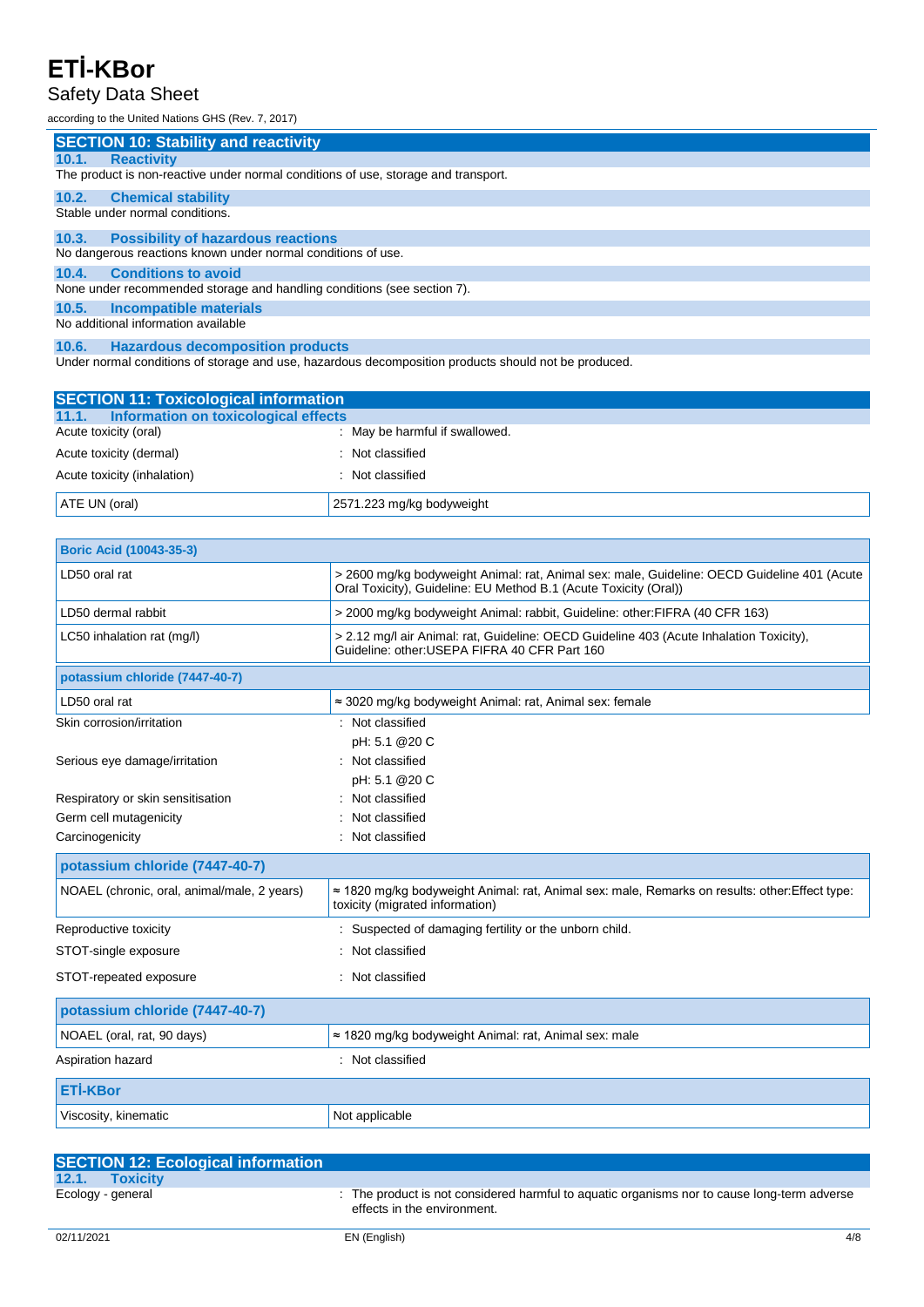## SECTION 10: Stability and reactivity

### 10.1. Reactivity

The product is non-reactive under normal conditions of use, storage and transport.

### 10.2. Chemical stability

Stable under normal conditions.

### 10.3. Possibility of hazardous reactions

No dangerous reactions known under normal conditions of use.

### 10.4. Conditions to avoid

None under recommended storage and handling conditions (see section 7).

### 10.5. Incompatible materials

No additional information available

### 10.6. Hazardous decomposition products

Under normal conditions of storage and use, hazardous decomposition products should not be produced.

## SECTION 11: Toxicological information

### 11.1. Information on toxicological effects

Acute toxicity (oral) : May be harmful if swallowed.

Acute toxicity (dermal) : Not classified

Acute toxicity (inhalation) : Not classified

| ATE UN (oral) | 2571.223 mg/kg bodyweight |
|---|---|

| **Boric Acid (10043-35-3)** | |
|---|---|
| LD50 oral rat | > 2600 mg/kg bodyweight Animal: rat, Animal sex: male, Guideline: OECD Guideline 401 (Acute Oral Toxicity), Guideline: EU Method B.1 (Acute Toxicity (Oral)) |
| LD50 dermal rabbit | > 2000 mg/kg bodyweight Animal: rabbit, Guideline: other:FIFRA (40 CFR 163) |
| LC50 inhalation rat (mg/l) | > 2.12 mg/l air Animal: rat, Guideline: OECD Guideline 403 (Acute Inhalation Toxicity), Guideline: other:USEPA FIFRA 40 CFR Part 160 |
| **potassium chloride (7447-40-7)** | |
| LD50 oral rat | ≈ 3020 mg/kg bodyweight Animal: rat, Animal sex: female |

Skin corrosion/irritation : Not classified
pH: 5.1 @20 C

Serious eye damage/irritation : Not classified
pH: 5.1 @20 C

Respiratory or skin sensitisation : Not classified

Germ cell mutagenicity : Not classified

Carcinogenicity : Not classified

| **potassium chloride (7447-40-7)** | |
|---|---|
| NOAEL (chronic, oral, animal/male, 2 years) | ≈ 1820 mg/kg bodyweight Animal: rat, Animal sex: male, Remarks on results: other:Effect type: toxicity (migrated information) |

Reproductive toxicity : Suspected of damaging fertility or the unborn child.

STOT-single exposure : Not classified

STOT-repeated exposure : Not classified

| **potassium chloride (7447-40-7)** | |
|---|---|
| NOAEL (oral, rat, 90 days) | ≈ 1820 mg/kg bodyweight Animal: rat, Animal sex: male |

Aspiration hazard : Not classified

| **ETİ-KBor** | |
|---|---|
| Viscosity, kinematic | Not applicable |

## SECTION 12: Ecological information

### 12.1. Toxicity

Ecology - general : The product is not considered harmful to aquatic organisms nor to cause long-term adverse effects in the environment.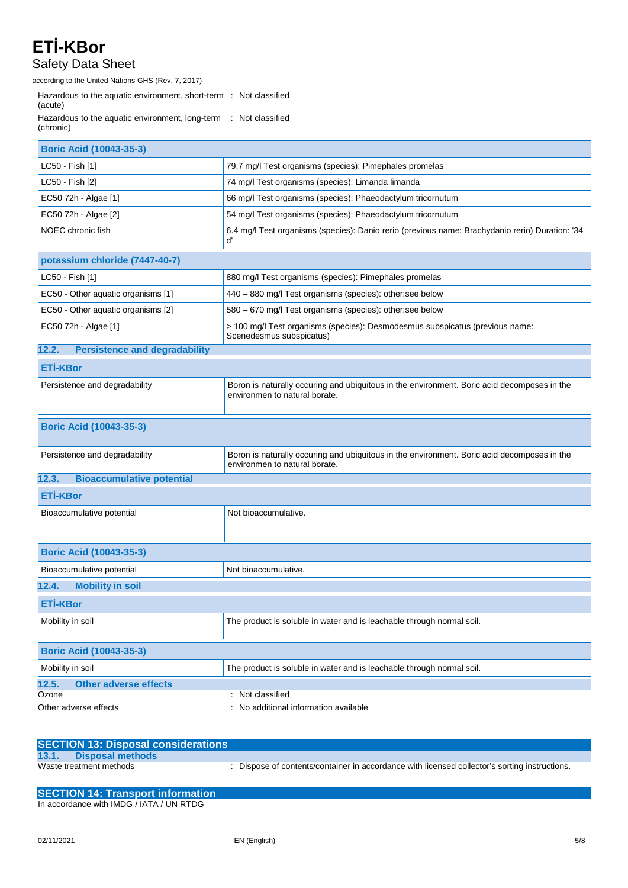Hazardous to the aquatic environment, short-term (acute) : Not classified

Hazardous to the aquatic environment, long-term (chronic) : Not classified

| Boric Acid (10043-35-3) | |
|---|---|
| LC50 - Fish [1] | 79.7 mg/l Test organisms (species): Pimephales promelas |
| LC50 - Fish [2] | 74 mg/l Test organisms (species): Limanda limanda |
| EC50 72h - Algae [1] | 66 mg/l Test organisms (species): Phaeodactylum tricornutum |
| EC50 72h - Algae [2] | 54 mg/l Test organisms (species): Phaeodactylum tricornutum |
| NOEC chronic fish | 6.4 mg/l Test organisms (species): Danio rerio (previous name: Brachydanio rerio) Duration: '34 d' |

| potassium chloride (7447-40-7) | |
|---|---|
| LC50 - Fish [1] | 880 mg/l Test organisms (species): Pimephales promelas |
| EC50 - Other aquatic organisms [1] | 440 – 880 mg/l Test organisms (species): other:see below |
| EC50 - Other aquatic organisms [2] | 580 – 670 mg/l Test organisms (species): other:see below |
| EC50 72h - Algae [1] | > 100 mg/l Test organisms (species): Desmodesmus subspicatus (previous name: Scenedesmus subspicatus) |

### 12.2. Persistence and degradability

| ETİ-KBor | |
|---|---|
| Persistence and degradability | Boron is naturally occuring and ubiquitous in the environment. Boric acid decomposes in the environmen to natural borate. |

| Boric Acid (10043-35-3) | |
|---|---|
| Persistence and degradability | Boron is naturally occuring and ubiquitous in the environment. Boric acid decomposes in the environmen to natural borate. |

### 12.3. Bioaccumulative potential

| ETİ-KBor | |
|---|---|
| Bioaccumulative potential | Not bioaccumulative. |

| Boric Acid (10043-35-3) | |
|---|---|
| Bioaccumulative potential | Not bioaccumulative. |

### 12.4. Mobility in soil

| ETİ-KBor | |
|---|---|
| Mobility in soil | The product is soluble in water and is leachable through normal soil. |

| Boric Acid (10043-35-3) | |
|---|---|
| Mobility in soil | The product is soluble in water and is leachable through normal soil. |

### 12.5. Other adverse effects

Ozone : Not classified

Other adverse effects : No additional information available

## SECTION 13: Disposal considerations

### 13.1. Disposal methods

Waste treatment methods : Dispose of contents/container in accordance with licensed collector's sorting instructions.

## SECTION 14: Transport information

In accordance with IMDG / IATA / UN RTDG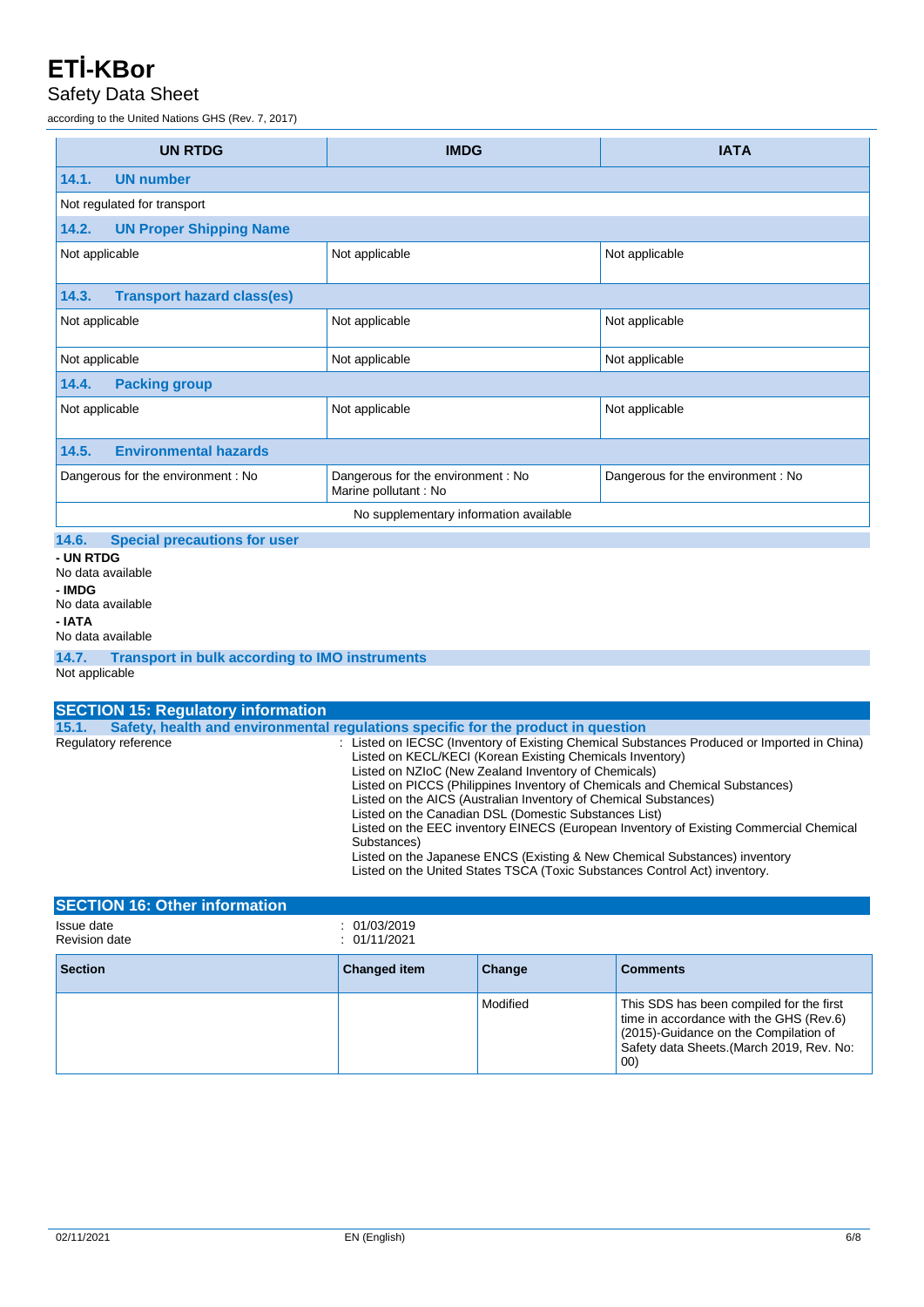| UN RTDG | IMDG | IATA |
|---|---|---|
| **14.1. UN number** | | |
| Not regulated for transport | | |
| **14.2. UN Proper Shipping Name** | | |
| Not applicable | Not applicable | Not applicable |
| **14.3. Transport hazard class(es)** | | |
| Not applicable | Not applicable | Not applicable |
| Not applicable | Not applicable | Not applicable |
| **14.4. Packing group** | | |
| Not applicable | Not applicable | Not applicable |
| **14.5. Environmental hazards** | | |
| Dangerous for the environment : No | Dangerous for the environment : No<br>Marine pollutant : No | Dangerous for the environment : No |
| No supplementary information available | | |

### 14.6. Special precautions for user

**- UN RTDG**

No data available

**- IMDG**

No data available

**- IATA**

No data available

### 14.7. Transport in bulk according to IMO instruments

Not applicable

## SECTION 15: Regulatory information

### 15.1. Safety, health and environmental regulations specific for the product in question

Regulatory reference : Listed on IECSC (Inventory of Existing Chemical Substances Produced or Imported in China)
Listed on KECL/KECI (Korean Existing Chemicals Inventory)
Listed on NZIoC (New Zealand Inventory of Chemicals)
Listed on PICCS (Philippines Inventory of Chemicals and Chemical Substances)
Listed on the AICS (Australian Inventory of Chemical Substances)
Listed on the Canadian DSL (Domestic Substances List)
Listed on the EEC inventory EINECS (European Inventory of Existing Commercial Chemical Substances)
Listed on the Japanese ENCS (Existing & New Chemical Substances) inventory
Listed on the United States TSCA (Toxic Substances Control Act) inventory.

## SECTION 16: Other information

Issue date : 01/03/2019
Revision date : 01/11/2021

| Section | Changed item | Change | Comments |
|---|---|---|---|
| | | Modified | This SDS has been compiled for the first time in accordance with the GHS (Rev.6) (2015)-Guidance on the Compilation of Safety data Sheets.(March 2019, Rev. No: 00) |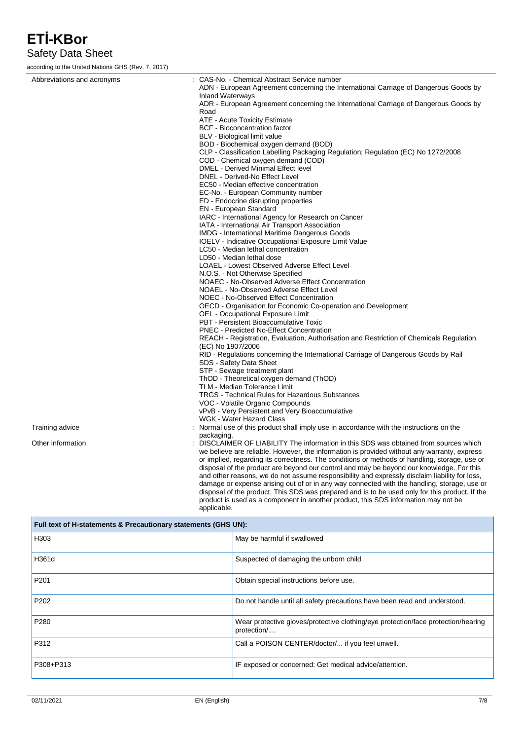Abbreviations and acronyms : CAS-No. - Chemical Abstract Service number
ADN - European Agreement concerning the International Carriage of Dangerous Goods by Inland Waterways
ADR - European Agreement concerning the International Carriage of Dangerous Goods by Road
ATE - Acute Toxicity Estimate
BCF - Bioconcentration factor
BLV - Biological limit value
BOD - Biochemical oxygen demand (BOD)
CLP - Classification Labelling Packaging Regulation; Regulation (EC) No 1272/2008
COD - Chemical oxygen demand (COD)
DMEL - Derived Minimal Effect level
DNEL - Derived-No Effect Level
EC50 - Median effective concentration
EC-No. - European Community number
ED - Endocrine disrupting properties
EN - European Standard
IARC - International Agency for Research on Cancer
IATA - International Air Transport Association
IMDG - International Maritime Dangerous Goods
IOELV - Indicative Occupational Exposure Limit Value
LC50 - Median lethal concentration
LD50 - Median lethal dose
LOAEL - Lowest Observed Adverse Effect Level
N.O.S. - Not Otherwise Specified
NOAEC - No-Observed Adverse Effect Concentration
NOAEL - No-Observed Adverse Effect Level
NOEC - No-Observed Effect Concentration
OECD - Organisation for Economic Co-operation and Development
OEL - Occupational Exposure Limit
PBT - Persistent Bioaccumulative Toxic
PNEC - Predicted No-Effect Concentration
REACH - Registration, Evaluation, Authorisation and Restriction of Chemicals Regulation (EC) No 1907/2006
RID - Regulations concerning the International Carriage of Dangerous Goods by Rail
SDS - Safety Data Sheet
STP - Sewage treatment plant
ThOD - Theoretical oxygen demand (ThOD)
TLM - Median Tolerance Limit
TRGS - Technical Rules for Hazardous Substances
VOC - Volatile Organic Compounds
vPvB - Very Persistent and Very Bioaccumulative
WGK - Water Hazard Class

Training advice : Normal use of this product shall imply use in accordance with the instructions on the packaging.

Other information : DISCLAIMER OF LIABILITY The information in this SDS was obtained from sources which we believe are reliable. However, the information is provided without any warranty, express or implied, regarding its correctness. The conditions or methods of handling, storage, use or disposal of the product are beyond our control and may be beyond our knowledge. For this and other reasons, we do not assume responsibility and expressly disclaim liability for loss, damage or expense arising out of or in any way connected with the handling, storage, use or disposal of the product. This SDS was prepared and is to be used only for this product. If the product is used as a component in another product, this SDS information may not be applicable.

| Full text of H-statements & Precautionary statements (GHS UN): | |
|---|---|
| H303 | May be harmful if swallowed |
| H361d | Suspected of damaging the unborn child |
| P201 | Obtain special instructions before use. |
| P202 | Do not handle until all safety precautions have been read and understood. |
| P280 | Wear protective gloves/protective clothing/eye protection/face protection/hearing protection/.... |
| P312 | Call a POISON CENTER/doctor/... if you feel unwell. |
| P308+P313 | IF exposed or concerned: Get medical advice/attention. |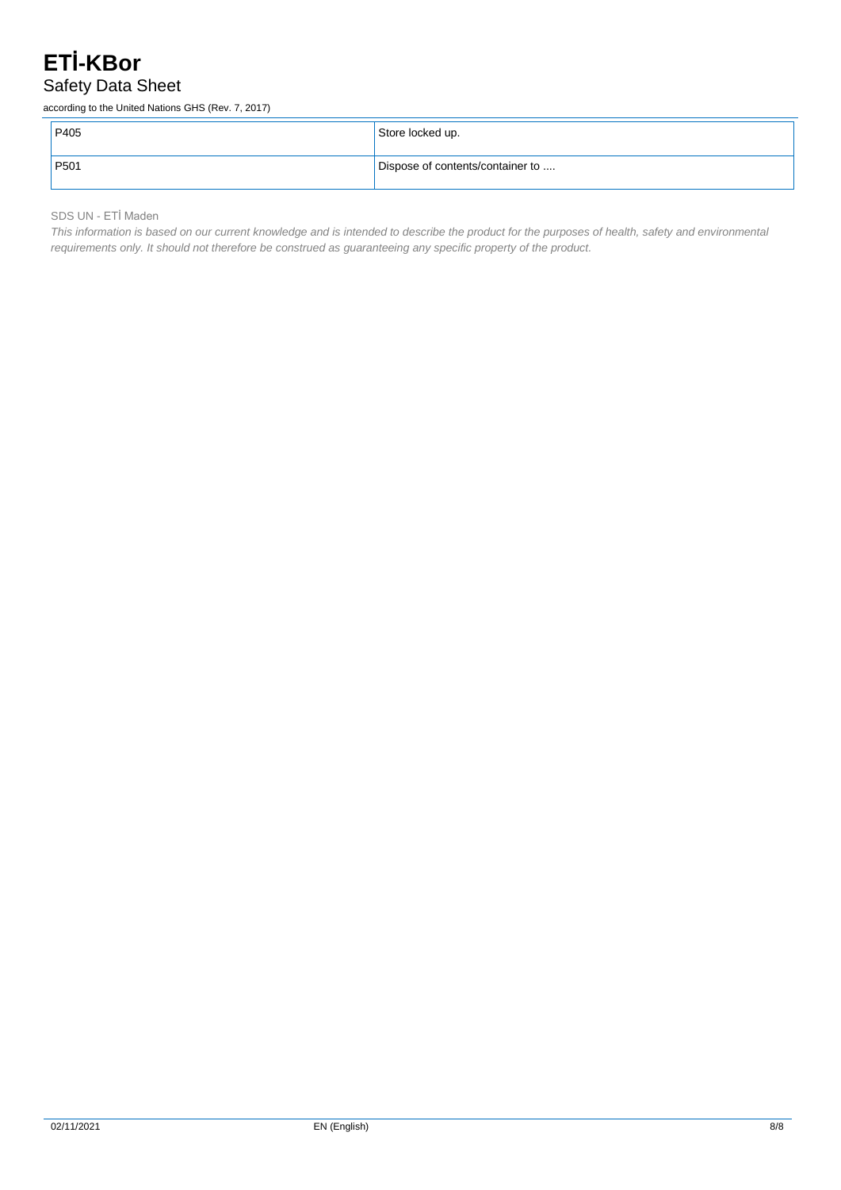| | |
|---|---|
| P405 | Store locked up. |
| P501 | Dispose of contents/container to .... |

SDS UN - ETİ Maden

*This information is based on our current knowledge and is intended to describe the product for the purposes of health, safety and environmental requirements only. It should not therefore be construed as guaranteeing any specific property of the product.*